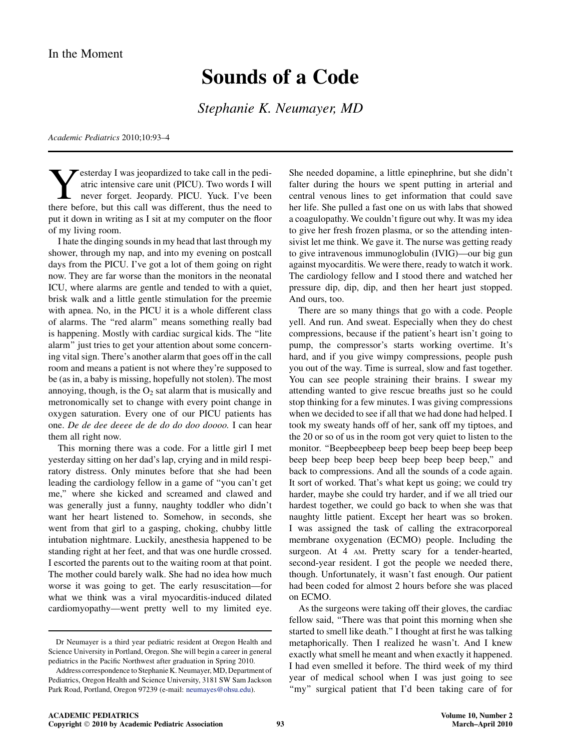In the Moment

# Sounds of a Code

*Stephanie K. Neumayer, MD*

*Academic Pediatrics* 2010;10:93–4

Yesterday I was jeopardized to take call in the pediatric intensive care unit (PICU). Two words I will never forget. Jeopardy. PICU. Yuck. I've been there before, but this call was different, thus the need to put it down in writing as I sit at my computer on the floor of my living room.

I hate the dinging sounds in my head that last through my shower, through my nap, and into my evening on postcall days from the PICU. I've got a lot of them going on right now. They are far worse than the monitors in the neonatal ICU, where alarms are gentle and tended to with a quiet, brisk walk and a little gentle stimulation for the preemie with apnea. No, in the PICU it is a whole different class of alarms. The "red alarm" means something really bad is happening. Mostly with cardiac surgical kids. The "lite alarm" just tries to get your attention about some concerning vital sign. There's another alarm that goes off in the call room and means a patient is not where they're supposed to be (as in, a baby is missing, hopefully not stolen). The most annoying, though, is the $O_2$ sat alarm that is musically and metronomically set to change with every point change in oxygen saturation. Every one of our PICU patients has one. *De de dee deeee de de do do doo doooo.* I can hear them all right now.

This morning there was a code. For a little girl I met yesterday sitting on her dad's lap, crying and in mild respiratory distress. Only minutes before that she had been leading the cardiology fellow in a game of "you can't get me," where she kicked and screamed and clawed and was generally just a funny, naughty toddler who didn't want her heart listened to. Somehow, in seconds, she went from that girl to a gasping, choking, chubby little intubation nightmare. Luckily, anesthesia happened to be standing right at her feet, and that was one hurdle crossed. I escorted the parents out to the waiting room at that point. The mother could barely walk. She had no idea how much worse it was going to get. The early resuscitation—for what we think was a viral myocarditis-induced dilated cardiomyopathy—went pretty well to my limited eye. She needed dopamine, a little epinephrine, but she didn't falter during the hours we spent putting in arterial and central venous lines to get information that could save her life. She pulled a fast one on us with labs that showed a coagulopathy. We couldn't figure out why. It was my idea to give her fresh frozen plasma, or so the attending intensivist let me think. We gave it. The nurse was getting ready to give intravenous immunoglobulin (IVIG)—our big gun against myocarditis. We were there, ready to watch it work. The cardiology fellow and I stood there and watched her pressure dip, dip, dip, and then her heart just stopped. And ours, too.

There are so many things that go with a code. People yell. And run. And sweat. Especially when they do chest compressions, because if the patient's heart isn't going to pump, the compressor's starts working overtime. It's hard, and if you give wimpy compressions, people push you out of the way. Time is surreal, slow and fast together. You can see people straining their brains. I swear my attending wanted to give rescue breaths just so he could stop thinking for a few minutes. I was giving compressions when we decided to see if all that we had done had helped. I took my sweaty hands off of her, sank off my tiptoes, and the 20 or so of us in the room got very quiet to listen to the monitor. "Beepbeepbeep beep beep beep beep beep beep beep beep beep beep beep beep beep beep beep," and back to compressions. And all the sounds of a code again. It sort of worked. That's what kept us going; we could try harder, maybe she could try harder, and if we all tried our hardest together, we could go back to when she was that naughty little patient. Except her heart was so broken. I was assigned the task of calling the extracorporeal membrane oxygenation (ECMO) people. Including the surgeon. At 4 AM. Pretty scary for a tender-hearted, second-year resident. I got the people we needed there, though. Unfortunately, it wasn't fast enough. Our patient had been coded for almost 2 hours before she was placed on ECMO.

As the surgeons were taking off their gloves, the cardiac fellow said, "There was that point this morning when she started to smell like death." I thought at first he was talking metaphorically. Then I realized he wasn't. And I knew exactly what smell he meant and when exactly it happened. I had even smelled it before. The third week of my third year of medical school when I was just going to see "my" surgical patient that I'd been taking care of for

Dr Neumayer is a third year pediatric resident at Oregon Health and Science University in Portland, Oregon. She will begin a career in general pediatrics in the Pacific Northwest after graduation in Spring 2010.

Address correspondence to Stephanie K. Neumayer, MD, Department of Pediatrics, Oregon Health and Science University, 3181 SW Sam Jackson Park Road, Portland, Oregon 97239 (e-mail: neumayes@ohsu.edu).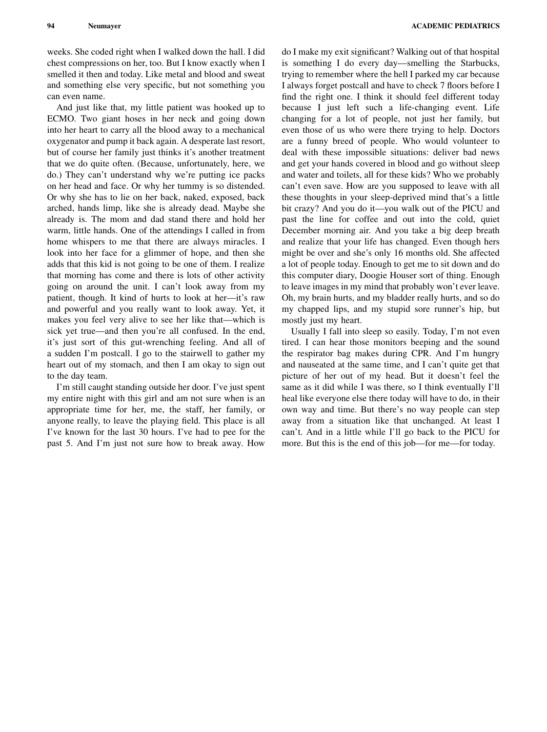weeks. She coded right when I walked down the hall. I did chest compressions on her, too. But I know exactly when I smelled it then and today. Like metal and blood and sweat and something else very specific, but not something you can even name.

And just like that, my little patient was hooked up to ECMO. Two giant hoses in her neck and going down into her heart to carry all the blood away to a mechanical oxygenator and pump it back again. A desperate last resort, but of course her family just thinks it's another treatment that we do quite often. (Because, unfortunately, here, we do.) They can't understand why we're putting ice packs on her head and face. Or why her tummy is so distended. Or why she has to lie on her back, naked, exposed, back arched, hands limp, like she is already dead. Maybe she already is. The mom and dad stand there and hold her warm, little hands. One of the attendings I called in from home whispers to me that there are always miracles. I look into her face for a glimmer of hope, and then she adds that this kid is not going to be one of them. I realize that morning has come and there is lots of other activity going on around the unit. I can't look away from my patient, though. It kind of hurts to look at her—it's raw and powerful and you really want to look away. Yet, it makes you feel very alive to see her like that—which is sick yet true—and then you're all confused. In the end, it's just sort of this gut-wrenching feeling. And all of a sudden I'm postcall. I go to the stairwell to gather my heart out of my stomach, and then I am okay to sign out to the day team.

I'm still caught standing outside her door. I've just spent my entire night with this girl and am not sure when is an appropriate time for her, me, the staff, her family, or anyone really, to leave the playing field. This place is all I've known for the last 30 hours. I've had to pee for the past 5. And I'm just not sure how to break away. How do I make my exit significant? Walking out of that hospital is something I do every day—smelling the Starbucks, trying to remember where the hell I parked my car because I always forget postcall and have to check 7 floors before I find the right one. I think it should feel different today because I just left such a life-changing event. Life changing for a lot of people, not just her family, but even those of us who were there trying to help. Doctors are a funny breed of people. Who would volunteer to deal with these impossible situations: deliver bad news and get your hands covered in blood and go without sleep and water and toilets, all for these kids? Who we probably can't even save. How are you supposed to leave with all these thoughts in your sleep-deprived mind that's a little bit crazy? And you do it—you walk out of the PICU and past the line for coffee and out into the cold, quiet December morning air. And you take a big deep breath and realize that your life has changed. Even though hers might be over and she's only 16 months old. She affected a lot of people today. Enough to get me to sit down and do this computer diary, Doogie Houser sort of thing. Enough to leave images in my mind that probably won't ever leave. Oh, my brain hurts, and my bladder really hurts, and so do my chapped lips, and my stupid sore runner's hip, but mostly just my heart.

Usually I fall into sleep so easily. Today, I'm not even tired. I can hear those monitors beeping and the sound the respirator bag makes during CPR. And I'm hungry and nauseated at the same time, and I can't quite get that picture of her out of my head. But it doesn't feel the same as it did while I was there, so I think eventually I'll heal like everyone else there today will have to do, in their own way and time. But there's no way people can step away from a situation like that unchanged. At least I can't. And in a little while I'll go back to the PICU for more. But this is the end of this job—for me—for today.